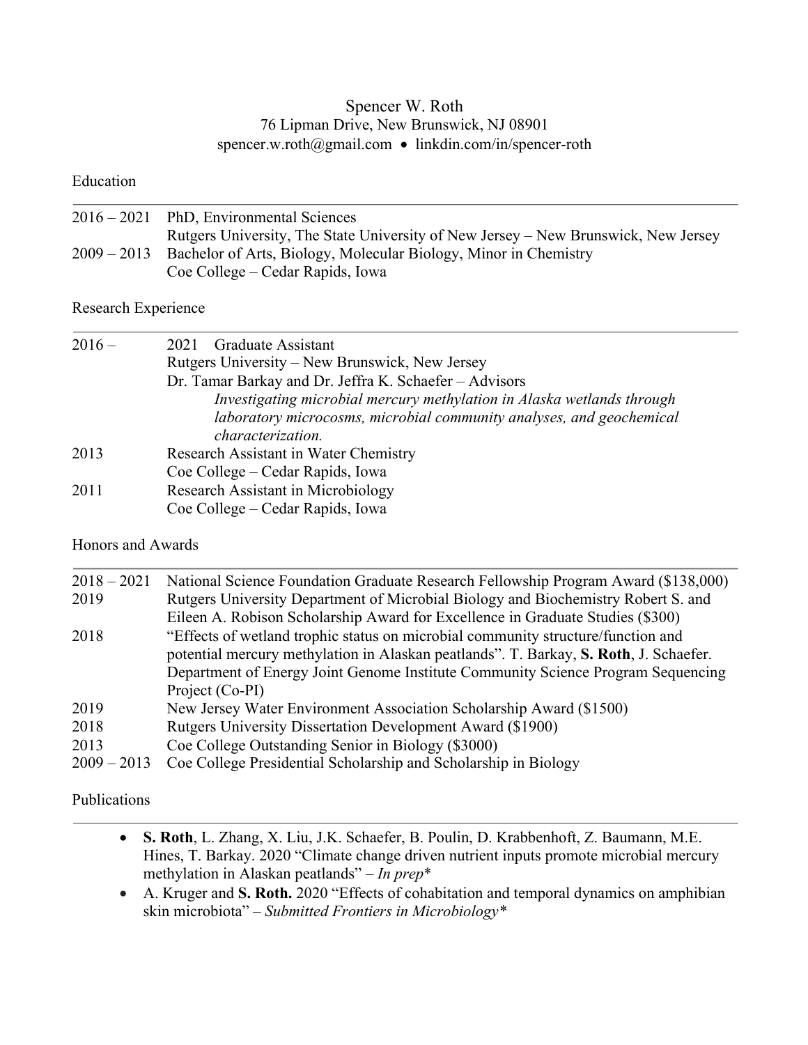# Spencer W. Roth

76 Lipman Drive, New Brunswick, NJ 08901
spencer.w.roth@gmail.com • linkdin.com/in/spencer-roth

## Education

2016 – 2021 PhD, Environmental Sciences
Rutgers University, The State University of New Jersey – New Brunswick, New Jersey

2009 – 2013 Bachelor of Arts, Biology, Molecular Biology, Minor in Chemistry
Coe College – Cedar Rapids, Iowa

## Research Experience

2016 – 2021 Graduate Assistant
Rutgers University – New Brunswick, New Jersey
Dr. Tamar Barkay and Dr. Jeffra K. Schaefer – Advisors
*Investigating microbial mercury methylation in Alaska wetlands through laboratory microcosms, microbial community analyses, and geochemical characterization.*

2013 Research Assistant in Water Chemistry
Coe College – Cedar Rapids, Iowa

2011 Research Assistant in Microbiology
Coe College – Cedar Rapids, Iowa

## Honors and Awards

2018 – 2021 National Science Foundation Graduate Research Fellowship Program Award ($138,000)

2019 Rutgers University Department of Microbial Biology and Biochemistry Robert S. and Eileen A. Robison Scholarship Award for Excellence in Graduate Studies ($300)

2018 "Effects of wetland trophic status on microbial community structure/function and potential mercury methylation in Alaskan peatlands". T. Barkay, **S. Roth**, J. Schaefer. Department of Energy Joint Genome Institute Community Science Program Sequencing Project (Co-PI)

2019 New Jersey Water Environment Association Scholarship Award ($1500)

2018 Rutgers University Dissertation Development Award ($1900)

2013 Coe College Outstanding Senior in Biology ($3000)

2009 – 2013 Coe College Presidential Scholarship and Scholarship in Biology

## Publications

- **S. Roth**, L. Zhang, X. Liu, J.K. Schaefer, B. Poulin, D. Krabbenhoft, Z. Baumann, M.E. Hines, T. Barkay. 2020 "Climate change driven nutrient inputs promote microbial mercury methylation in Alaskan peatlands" – *In prep**
- A. Kruger and **S. Roth.** 2020 "Effects of cohabitation and temporal dynamics on amphibian skin microbiota" – *Submitted Frontiers in Microbiology**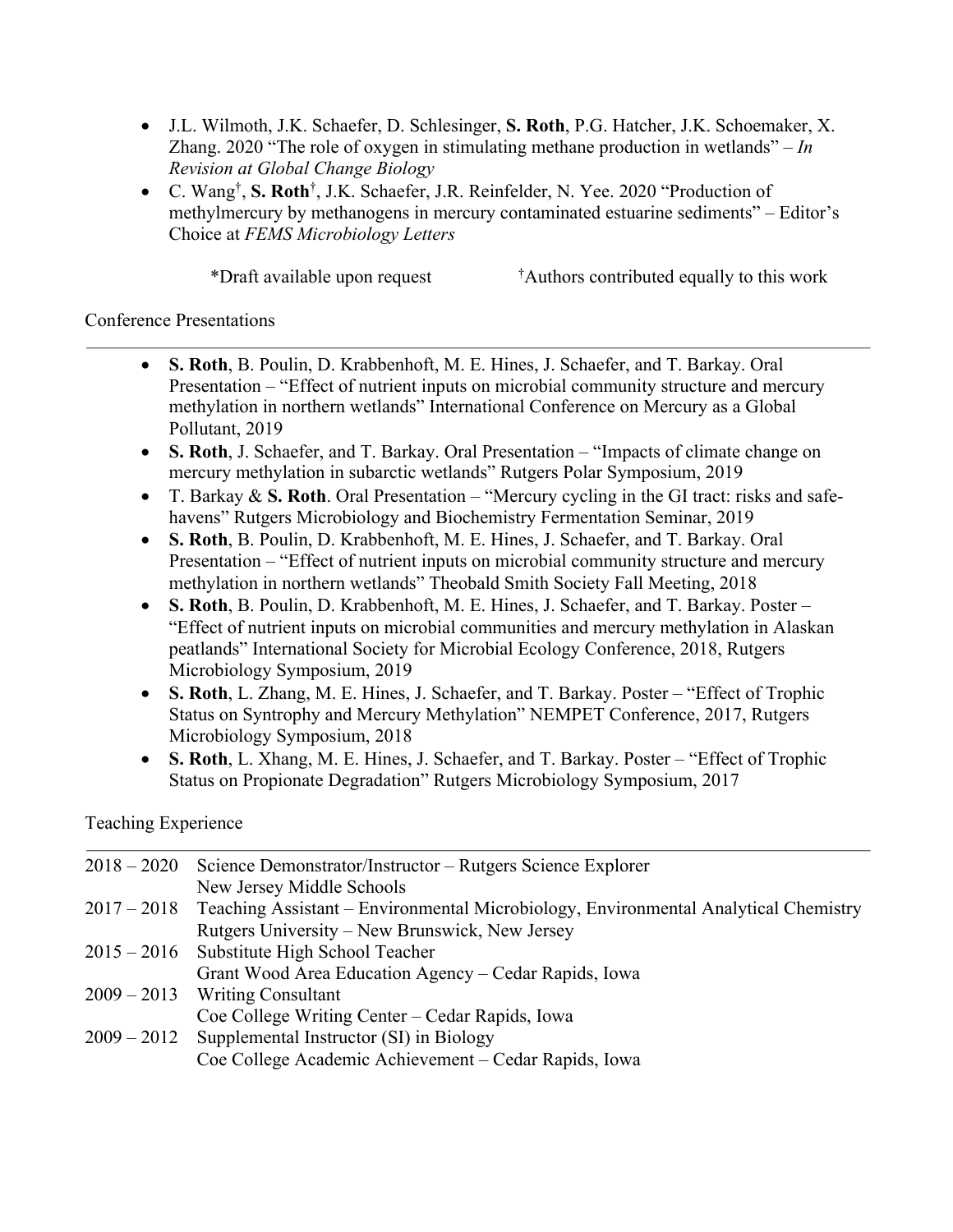- J.L. Wilmoth, J.K. Schaefer, D. Schlesinger, **S. Roth**, P.G. Hatcher, J.K. Schoemaker, X. Zhang. 2020 "The role of oxygen in stimulating methane production in wetlands" – *In Revision at Global Change Biology*
- C. Wang[†], **S. Roth**[†], J.K. Schaefer, J.R. Reinfelder, N. Yee. 2020 "Production of methylmercury by methanogens in mercury contaminated estuarine sediments" – Editor's Choice at *FEMS Microbiology Letters*

*Draft available upon request [†]Authors contributed equally to this work

## Conference Presentations

- **S. Roth**, B. Poulin, D. Krabbenhoft, M. E. Hines, J. Schaefer, and T. Barkay. Oral Presentation – "Effect of nutrient inputs on microbial community structure and mercury methylation in northern wetlands" International Conference on Mercury as a Global Pollutant, 2019
- **S. Roth**, J. Schaefer, and T. Barkay. Oral Presentation – "Impacts of climate change on mercury methylation in subarctic wetlands" Rutgers Polar Symposium, 2019
- T. Barkay & **S. Roth**. Oral Presentation – "Mercury cycling in the GI tract: risks and safe-havens" Rutgers Microbiology and Biochemistry Fermentation Seminar, 2019
- **S. Roth**, B. Poulin, D. Krabbenhoft, M. E. Hines, J. Schaefer, and T. Barkay. Oral Presentation – "Effect of nutrient inputs on microbial community structure and mercury methylation in northern wetlands" Theobald Smith Society Fall Meeting, 2018
- **S. Roth**, B. Poulin, D. Krabbenhoft, M. E. Hines, J. Schaefer, and T. Barkay. Poster – "Effect of nutrient inputs on microbial communities and mercury methylation in Alaskan peatlands" International Society for Microbial Ecology Conference, 2018, Rutgers Microbiology Symposium, 2019
- **S. Roth**, L. Zhang, M. E. Hines, J. Schaefer, and T. Barkay. Poster – "Effect of Trophic Status on Syntrophy and Mercury Methylation" NEMPET Conference, 2017, Rutgers Microbiology Symposium, 2018
- **S. Roth**, L. Xhang, M. E. Hines, J. Schaefer, and T. Barkay. Poster – "Effect of Trophic Status on Propionate Degradation" Rutgers Microbiology Symposium, 2017

## Teaching Experience

2018 – 2020 Science Demonstrator/Instructor – Rutgers Science Explorer
New Jersey Middle Schools

2017 – 2018 Teaching Assistant – Environmental Microbiology, Environmental Analytical Chemistry
Rutgers University – New Brunswick, New Jersey

2015 – 2016 Substitute High School Teacher
Grant Wood Area Education Agency – Cedar Rapids, Iowa

2009 – 2013 Writing Consultant
Coe College Writing Center – Cedar Rapids, Iowa

2009 – 2012 Supplemental Instructor (SI) in Biology
Coe College Academic Achievement – Cedar Rapids, Iowa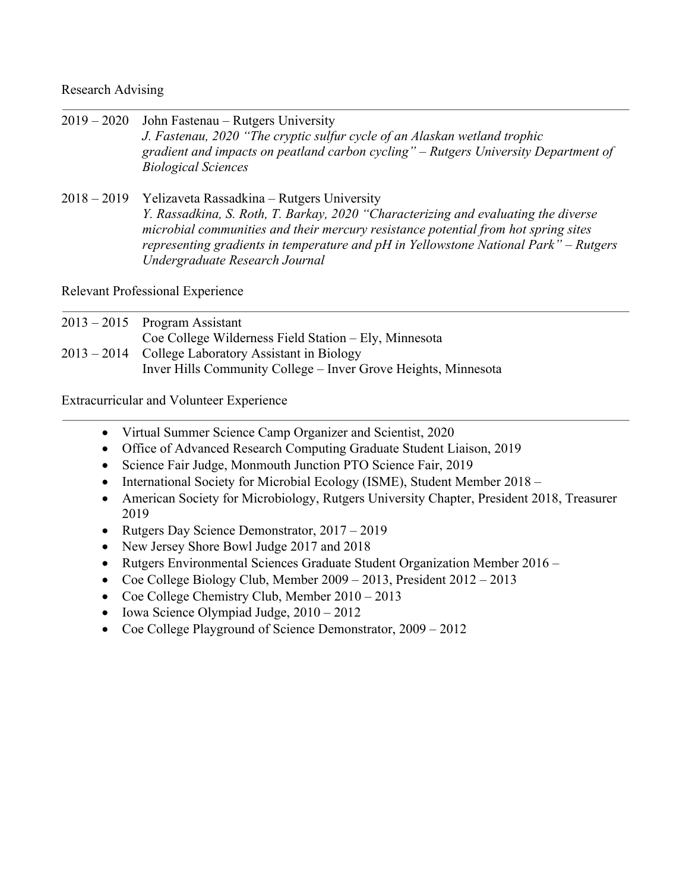## Research Advising

---

2019 – 2020 John Fastenau – Rutgers University
*J. Fastenau, 2020 "The cryptic sulfur cycle of an Alaskan wetland trophic gradient and impacts on peatland carbon cycling" – Rutgers University Department of Biological Sciences*

2018 – 2019 Yelizaveta Rassadkina – Rutgers University
*Y. Rassadkina, S. Roth, T. Barkay, 2020 "Characterizing and evaluating the diverse microbial communities and their mercury resistance potential from hot spring sites representing gradients in temperature and pH in Yellowstone National Park" – Rutgers Undergraduate Research Journal*

## Relevant Professional Experience

---

2013 – 2015 Program Assistant
Coe College Wilderness Field Station – Ely, Minnesota

2013 – 2014 College Laboratory Assistant in Biology
Inver Hills Community College – Inver Grove Heights, Minnesota

## Extracurricular and Volunteer Experience

---

- Virtual Summer Science Camp Organizer and Scientist, 2020
- Office of Advanced Research Computing Graduate Student Liaison, 2019
- Science Fair Judge, Monmouth Junction PTO Science Fair, 2019
- International Society for Microbial Ecology (ISME), Student Member 2018 –
- American Society for Microbiology, Rutgers University Chapter, President 2018, Treasurer 2019
- Rutgers Day Science Demonstrator, 2017 – 2019
- New Jersey Shore Bowl Judge 2017 and 2018
- Rutgers Environmental Sciences Graduate Student Organization Member 2016 –
- Coe College Biology Club, Member 2009 – 2013, President 2012 – 2013
- Coe College Chemistry Club, Member 2010 – 2013
- Iowa Science Olympiad Judge, 2010 – 2012
- Coe College Playground of Science Demonstrator, 2009 – 2012